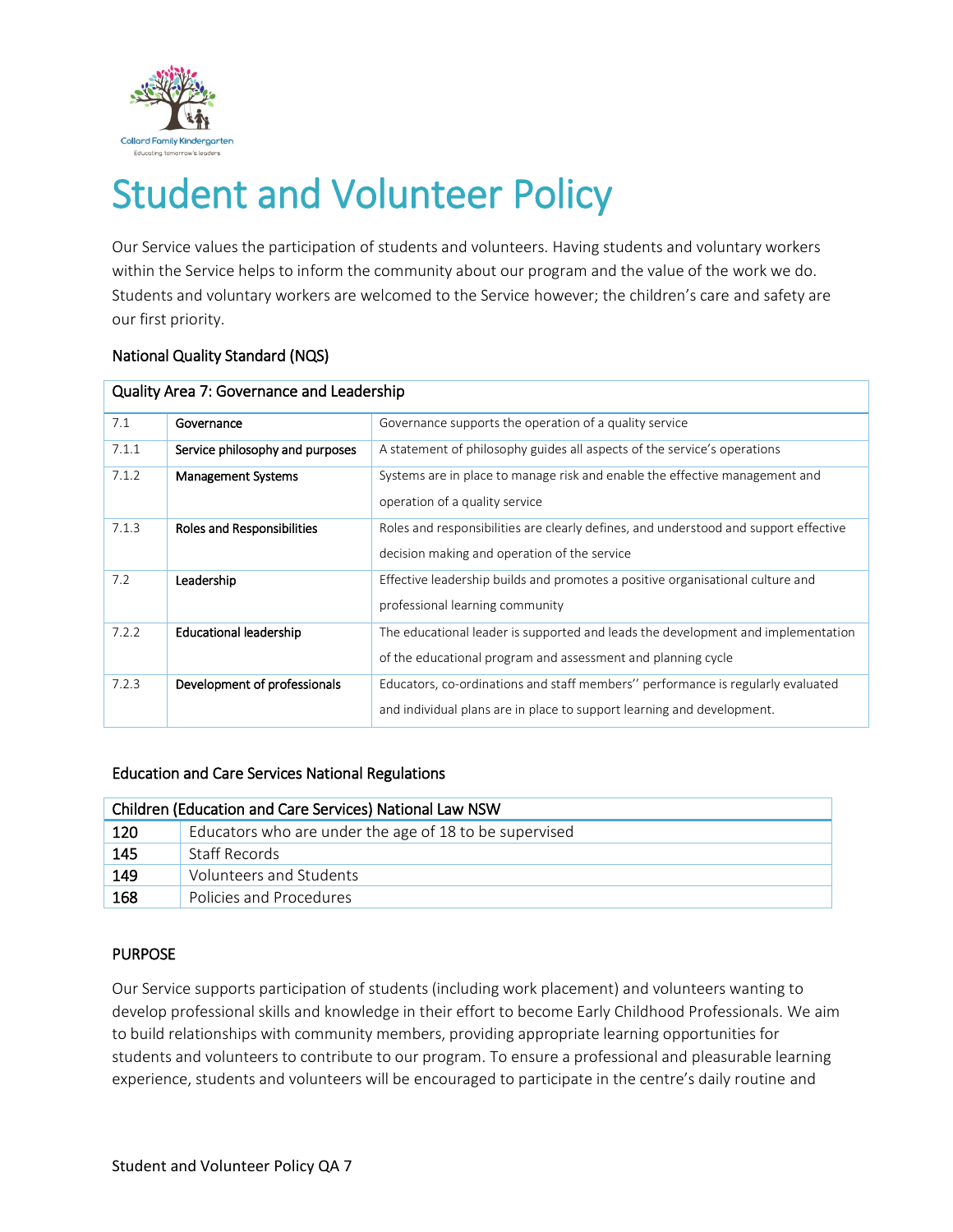# Student and Volunteer Policy

Our Service values the participation of students and volunteers. Having students and voluntary workers within the Service helps to inform the community about our program and the value of the work we do. Students and voluntary workers are welcomed to the Service however; the children's care and safety are our first priority.

### National Quality Standard (NQS)

| Quality Area 7: Governance and Leadership | | |
|---|---|---|
| 7.1 | Governance | Governance supports the operation of a quality service |
| 7.1.1 | Service philosophy and purposes | A statement of philosophy guides all aspects of the service's operations |
| 7.1.2 | Management Systems | Systems are in place to manage risk and enable the effective management and operation of a quality service |
| 7.1.3 | Roles and Responsibilities | Roles and responsibilities are clearly defines, and understood and support effective decision making and operation of the service |
| 7.2 | Leadership | Effective leadership builds and promotes a positive organisational culture and professional learning community |
| 7.2.2 | Educational leadership | The educational leader is supported and leads the development and implementation of the educational program and assessment and planning cycle |
| 7.2.3 | Development of professionals | Educators, co-ordinations and staff members'' performance is regularly evaluated and individual plans are in place to support learning and development. |

### Education and Care Services National Regulations

| Children (Education and Care Services) National Law NSW | |
|---|---|
| 120 | Educators who are under the age of 18 to be supervised |
| 145 | Staff Records |
| 149 | Volunteers and Students |
| 168 | Policies and Procedures |

### PURPOSE

Our Service supports participation of students (including work placement) and volunteers wanting to develop professional skills and knowledge in their effort to become Early Childhood Professionals. We aim to build relationships with community members, providing appropriate learning opportunities for students and volunteers to contribute to our program. To ensure a professional and pleasurable learning experience, students and volunteers will be encouraged to participate in the centre's daily routine and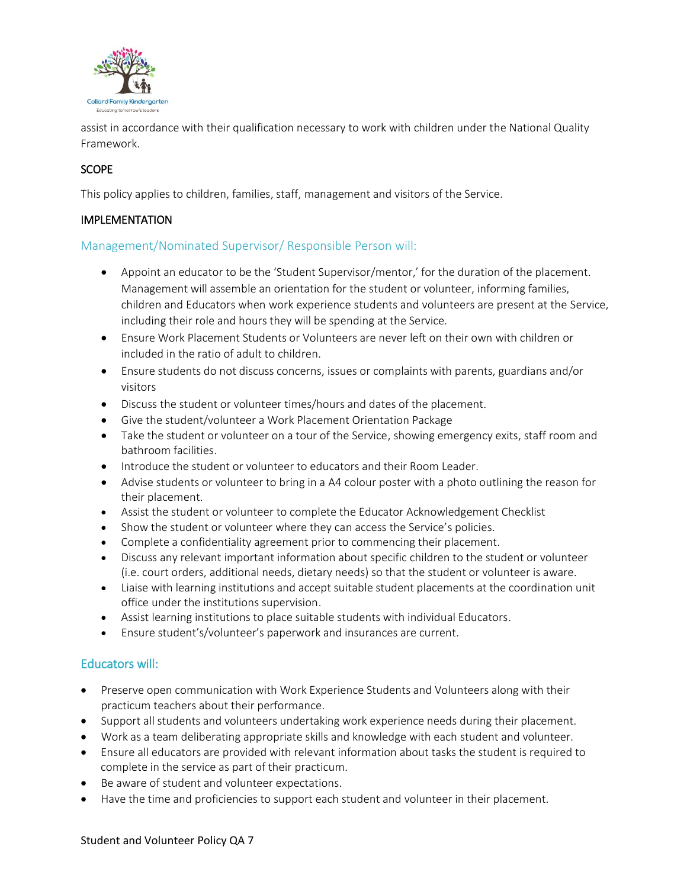assist in accordance with their qualification necessary to work with children under the National Quality Framework.

## SCOPE

This policy applies to children, families, staff, management and visitors of the Service.

## IMPLEMENTATION

### Management/Nominated Supervisor/ Responsible Person will:

- Appoint an educator to be the 'Student Supervisor/mentor,' for the duration of the placement. Management will assemble an orientation for the student or volunteer, informing families, children and Educators when work experience students and volunteers are present at the Service, including their role and hours they will be spending at the Service.
- Ensure Work Placement Students or Volunteers are never left on their own with children or included in the ratio of adult to children.
- Ensure students do not discuss concerns, issues or complaints with parents, guardians and/or visitors
- Discuss the student or volunteer times/hours and dates of the placement.
- Give the student/volunteer a Work Placement Orientation Package
- Take the student or volunteer on a tour of the Service, showing emergency exits, staff room and bathroom facilities.
- Introduce the student or volunteer to educators and their Room Leader.
- Advise students or volunteer to bring in a A4 colour poster with a photo outlining the reason for their placement.
- Assist the student or volunteer to complete the Educator Acknowledgement Checklist
- Show the student or volunteer where they can access the Service's policies.
- Complete a confidentiality agreement prior to commencing their placement.
- Discuss any relevant important information about specific children to the student or volunteer (i.e. court orders, additional needs, dietary needs) so that the student or volunteer is aware.
- Liaise with learning institutions and accept suitable student placements at the coordination unit office under the institutions supervision.
- Assist learning institutions to place suitable students with individual Educators.
- Ensure student's/volunteer's paperwork and insurances are current.

### Educators will:

- Preserve open communication with Work Experience Students and Volunteers along with their practicum teachers about their performance.
- Support all students and volunteers undertaking work experience needs during their placement.
- Work as a team deliberating appropriate skills and knowledge with each student and volunteer.
- Ensure all educators are provided with relevant information about tasks the student is required to complete in the service as part of their practicum.
- Be aware of student and volunteer expectations.
- Have the time and proficiencies to support each student and volunteer in their placement.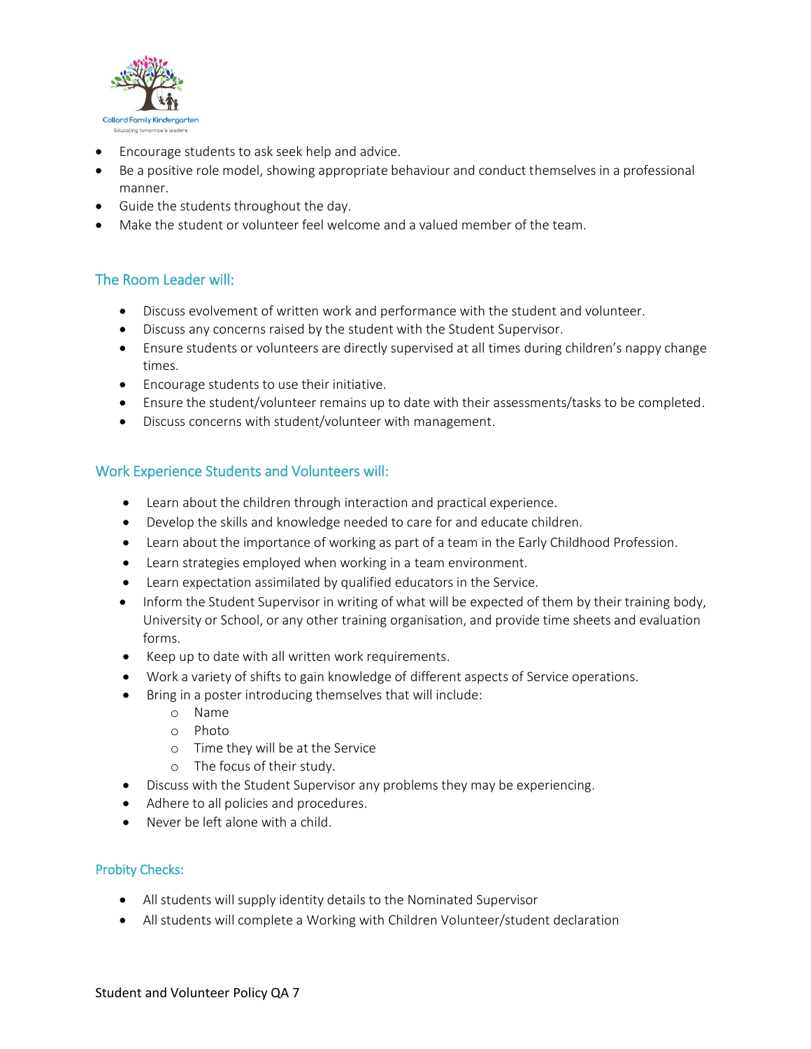- Encourage students to ask seek help and advice.
- Be a positive role model, showing appropriate behaviour and conduct themselves in a professional manner.
- Guide the students throughout the day.
- Make the student or volunteer feel welcome and a valued member of the team.

### The Room Leader will:

- Discuss evolvement of written work and performance with the student and volunteer.
- Discuss any concerns raised by the student with the Student Supervisor.
- Ensure students or volunteers are directly supervised at all times during children's nappy change times.
- Encourage students to use their initiative.
- Ensure the student/volunteer remains up to date with their assessments/tasks to be completed.
- Discuss concerns with student/volunteer with management.

### Work Experience Students and Volunteers will:

- Learn about the children through interaction and practical experience.
- Develop the skills and knowledge needed to care for and educate children.
- Learn about the importance of working as part of a team in the Early Childhood Profession.
- Learn strategies employed when working in a team environment.
- Learn expectation assimilated by qualified educators in the Service.
- Inform the Student Supervisor in writing of what will be expected of them by their training body, University or School, or any other training organisation, and provide time sheets and evaluation forms.
- Keep up to date with all written work requirements.
- Work a variety of shifts to gain knowledge of different aspects of Service operations.
- Bring in a poster introducing themselves that will include:
  - Name
  - Photo
  - Time they will be at the Service
  - The focus of their study.
- Discuss with the Student Supervisor any problems they may be experiencing.
- Adhere to all policies and procedures.
- Never be left alone with a child.

### Probity Checks:

- All students will supply identity details to the Nominated Supervisor
- All students will complete a Working with Children Volunteer/student declaration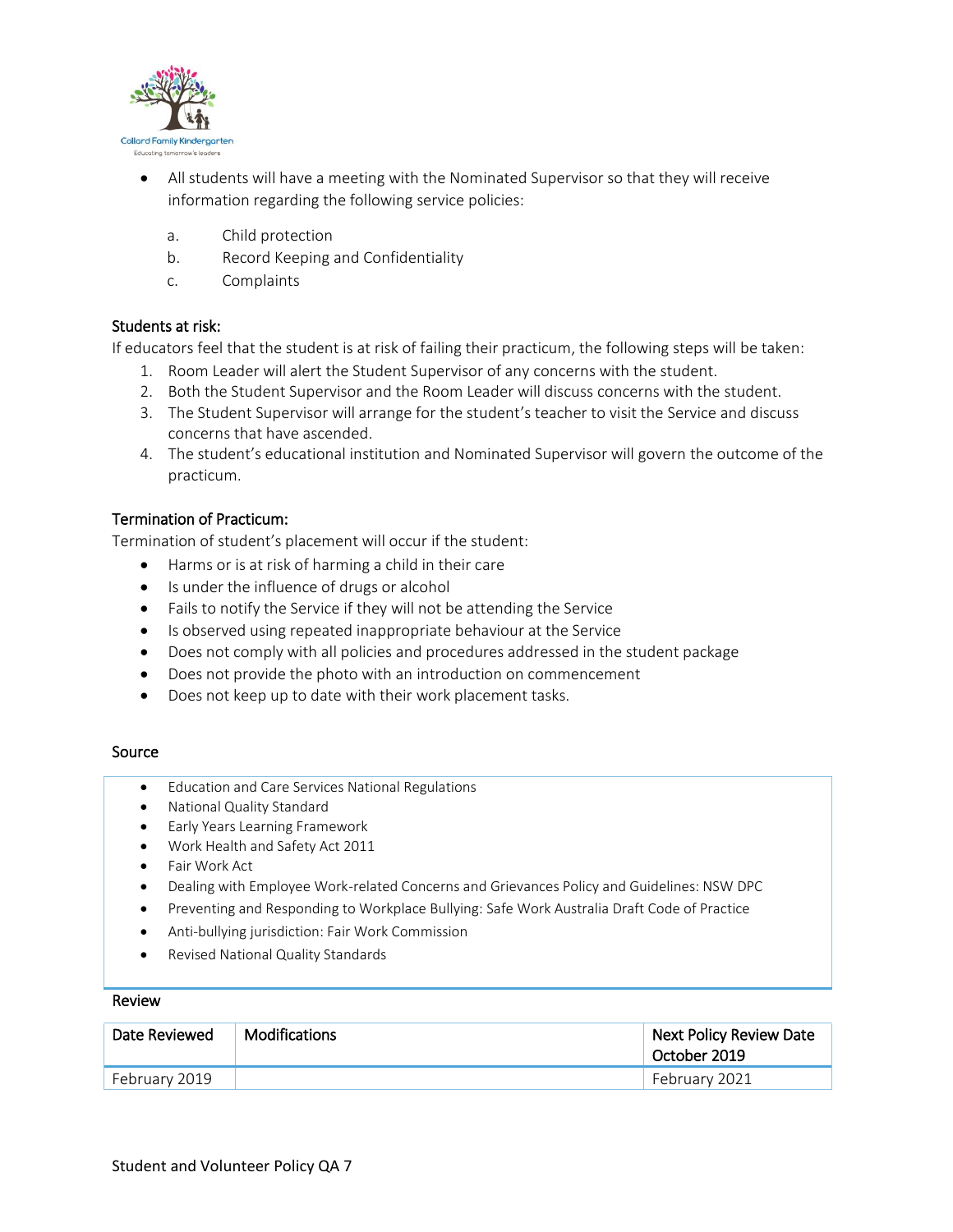- All students will have a meeting with the Nominated Supervisor so that they will receive information regarding the following service policies:

    a. Child protection
    b. Record Keeping and Confidentiality
    c. Complaints

### Students at risk:

If educators feel that the student is at risk of failing their practicum, the following steps will be taken:

1. Room Leader will alert the Student Supervisor of any concerns with the student.
2. Both the Student Supervisor and the Room Leader will discuss concerns with the student.
3. The Student Supervisor will arrange for the student's teacher to visit the Service and discuss concerns that have ascended.
4. The student's educational institution and Nominated Supervisor will govern the outcome of the practicum.

### Termination of Practicum:

Termination of student's placement will occur if the student:

- Harms or is at risk of harming a child in their care
- Is under the influence of drugs or alcohol
- Fails to notify the Service if they will not be attending the Service
- Is observed using repeated inappropriate behaviour at the Service
- Does not comply with all policies and procedures addressed in the student package
- Does not provide the photo with an introduction on commencement
- Does not keep up to date with their work placement tasks.

### Source

- Education and Care Services National Regulations
- National Quality Standard
- Early Years Learning Framework
- Work Health and Safety Act 2011
- Fair Work Act
- Dealing with Employee Work-related Concerns and Grievances Policy and Guidelines: NSW DPC
- Preventing and Responding to Workplace Bullying: Safe Work Australia Draft Code of Practice
- Anti-bullying jurisdiction: Fair Work Commission
- Revised National Quality Standards

### Review

| Date Reviewed | Modifications | Next Policy Review Date October 2019 |
|---|---|---|
| February 2019 | | February 2021 |

Student and Volunteer Policy QA 7